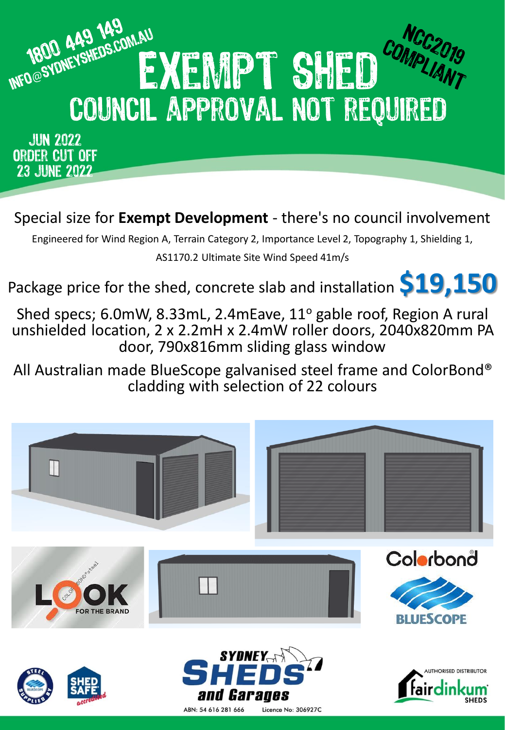1800 449 149
INFO@SYDNEYSHEDS.COM.AU

# EXEMPT SHED

NCC2019 COMPLIANT

## COUNCIL APPROVAL NOT REQUIRED

JUN 2022
ORDER CUT OFF
23 JUNE 2022

Special size for **Exempt Development** - there's no council involvement

Engineered for Wind Region A, Terrain Category 2, Importance Level 2, Topography 1, Shielding 1, AS1170.2 Ultimate Site Wind Speed 41m/s

Package price for the shed, concrete slab and installation **$19,150**

Shed specs; 6.0mW, 8.33mL, 2.4mEave, 11° gable roof, Region A rural unshielded location, 2 x 2.2mH x 2.4mW roller doors, 2040x820mm PA door, 790x816mm sliding glass window

All Australian made BlueScope galvanised steel frame and ColorBond® cladding with selection of 22 colours

LOOK FOR THE BRAND

Colorbond®

BLUESCOPE

SHED SAFE accredited

SYDNEY SHEDS and Garages

ABN: 54 616 281 666 Licence No: 306927C

AUTHORISED DISTRIBUTOR fairdinkum SHEDS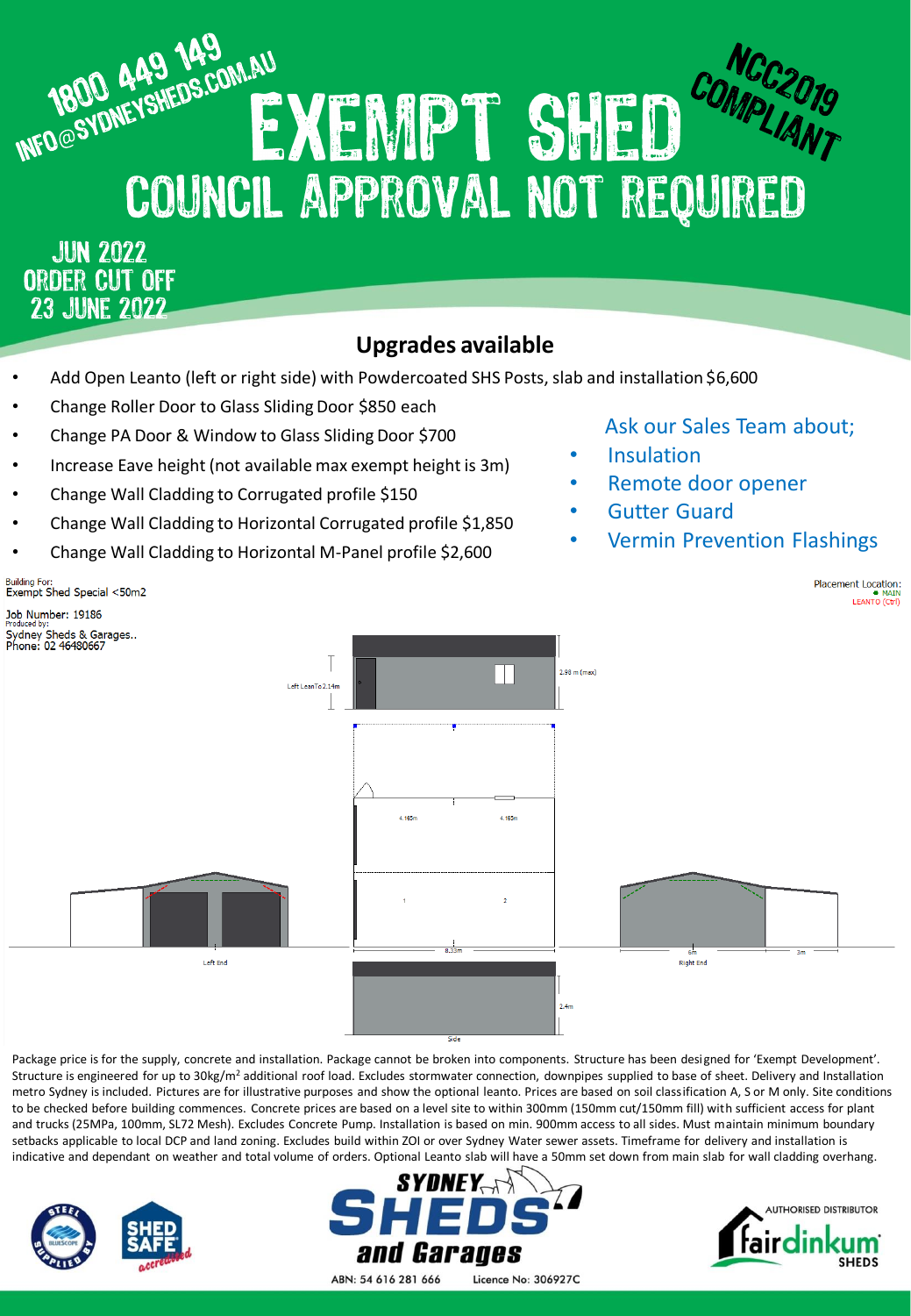1800 449 149
INFO@SYDNEYSHEDS.COM.AU

# EXEMPT SHED

NCC2019 COMPLIANT

# COUNCIL APPROVAL NOT REQUIRED

JUN 2022
ORDER CUT OFF
23 JUNE 2022

## Upgrades available

- Add Open Leanto (left or right side) with Powdercoated SHS Posts, slab and installation $6,600
- Change Roller Door to Glass Sliding Door $850 each
- Change PA Door & Window to Glass Sliding Door $700
- Increase Eave height (not available max exempt height is 3m)
- Change Wall Cladding to Corrugated profile $150
- Change Wall Cladding to Horizontal Corrugated profile $1,850
- Change Wall Cladding to Horizontal M-Panel profile $2,600

Ask our Sales Team about;

- Insulation
- Remote door opener
- Gutter Guard
- Vermin Prevention Flashings

Building For:
Exempt Shed Special <50m2

Job Number: 19186
Produced by:
Sydney Sheds & Garages..
Phone: 02 46480667

Placement Location:
MAIN
LEANTO (Ctrl)

Left LeanTo 2.14m
2.98 m (max)
4.165m
4.165m
1
2
8.33m
Left End
6m
3m
Right End
2.4m
Side

Package price is for the supply, concrete and installation. Package cannot be broken into components. Structure has been designed for 'Exempt Development'. Structure is engineered for up to 30kg/m$^2$ additional roof load. Excludes stormwater connection, downpipes supplied to base of sheet. Delivery and Installation metro Sydney is included. Pictures are for illustrative purposes and show the optional leanto. Prices are based on soil classification A, S or M only. Site conditions to be checked before building commences. Concrete prices are based on a level site to within 300mm (150mm cut/150mm fill) with sufficient access for plant and trucks (25MPa, 100mm, SL72 Mesh). Excludes Concrete Pump. Installation is based on min. 900mm access to all sides. Must maintain minimum boundary setbacks applicable to local DCP and land zoning. Excludes build within ZOI or over Sydney Water sewer assets. Timeframe for delivery and installation is indicative and dependant on weather and total volume of orders. Optional Leanto slab will have a 50mm set down from main slab for wall cladding overhang.

STEEL SUPPLIED BY BLUESCOPE

SHED SAFE accredited

SYDNEY SHEDS and Garages

ABN: 54 616 281 666 Licence No: 306927C

AUTHORISED DISTRIBUTOR fairdinkum SHEDS